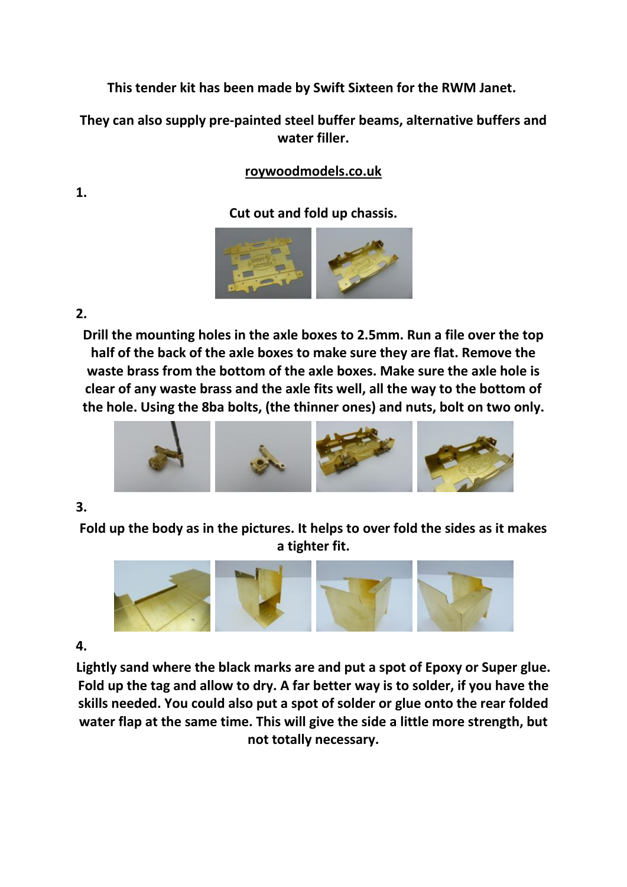**This tender kit has been made by Swift Sixteen for the RWM Janet.**

**They can also supply pre-painted steel buffer beams, alternative buffers and water filler.**

**roywoodmodels.co.uk**

**1.**

**Cut out and fold up chassis.**

**2.**

**Drill the mounting holes in the axle boxes to 2.5mm. Run a file over the top half of the back of the axle boxes to make sure they are flat. Remove the waste brass from the bottom of the axle boxes. Make sure the axle hole is clear of any waste brass and the axle fits well, all the way to the bottom of the hole. Using the 8ba bolts, (the thinner ones) and nuts, bolt on two only.**

**3.**

**Fold up the body as in the pictures. It helps to over fold the sides as it makes a tighter fit.**

**4.**

**Lightly sand where the black marks are and put a spot of Epoxy or Super glue. Fold up the tag and allow to dry. A far better way is to solder, if you have the skills needed. You could also put a spot of solder or glue onto the rear folded water flap at the same time. This will give the side a little more strength, but not totally necessary.**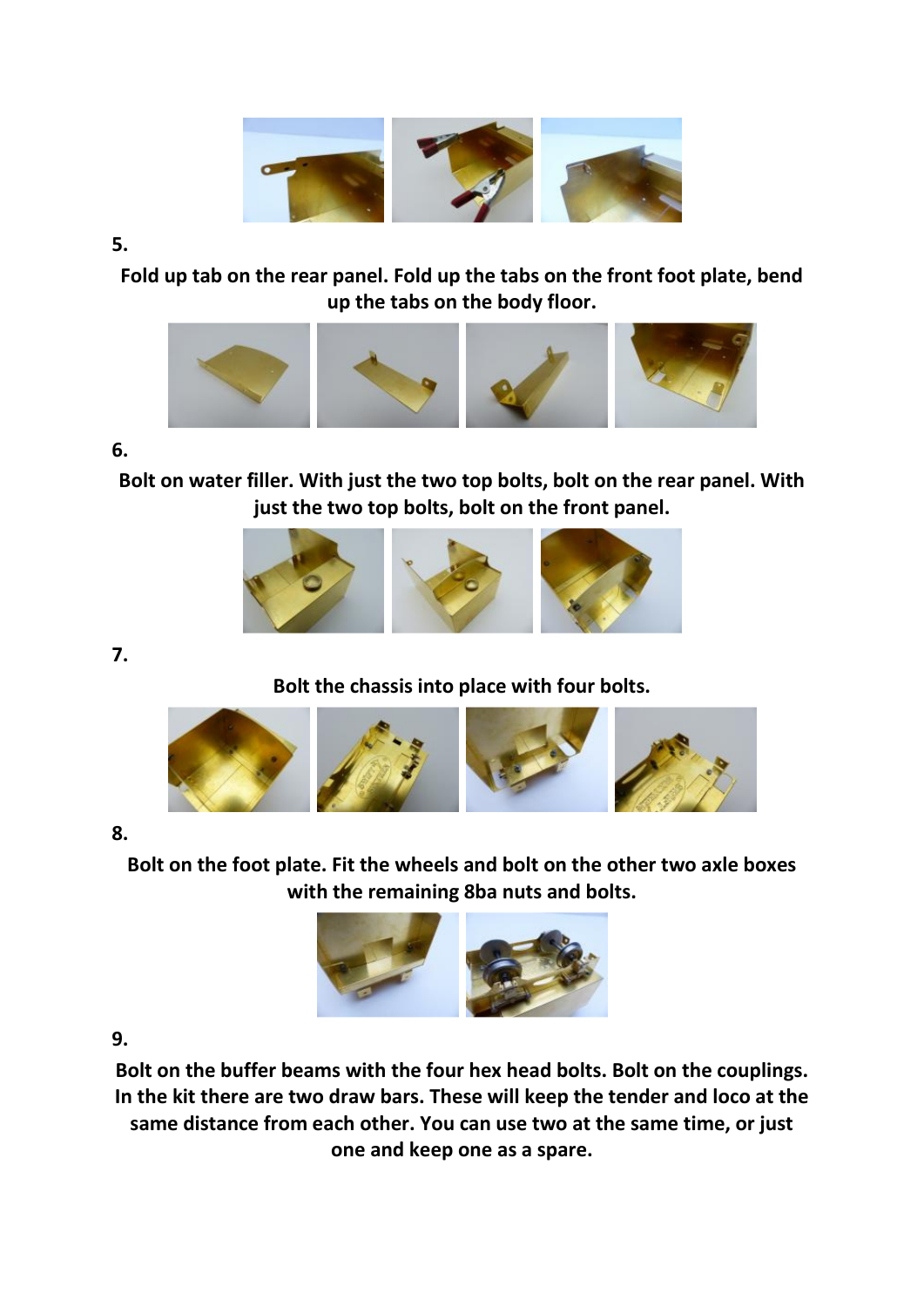5.

**Fold up tab on the rear panel. Fold up the tabs on the front foot plate, bend up the tabs on the body floor.**

6.

**Bolt on water filler. With just the two top bolts, bolt on the rear panel. With just the two top bolts, bolt on the front panel.**

7.

**Bolt the chassis into place with four bolts.**

8.

**Bolt on the foot plate. Fit the wheels and bolt on the other two axle boxes with the remaining 8ba nuts and bolts.**

9.

**Bolt on the buffer beams with the four hex head bolts. Bolt on the couplings. In the kit there are two draw bars. These will keep the tender and loco at the same distance from each other. You can use two at the same time, or just one and keep one as a spare.**